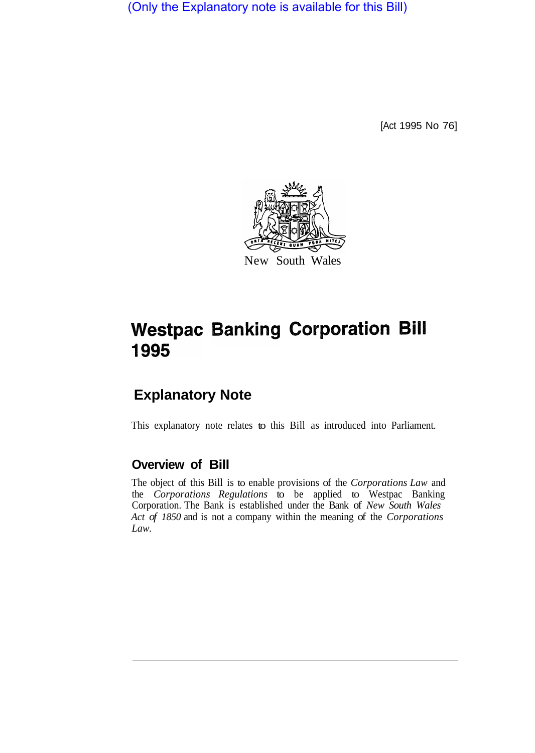(Only the Explanatory note is available for this Bill)

[Act 1995 No 76]

New South Wales

# Westpac Banking Corporation Bill 1995

## Explanatory Note

This explanatory note relates to this Bill as introduced into Parliament.

### Overview of Bill

The object of this Bill is to enable provisions of the *Corporations Law* and the *Corporations Regulations* to be applied to Westpac Banking Corporation. The Bank is established under the Bank of *New South Wales Act of 1850* and is not a company within the meaning of the *Corporations Law*.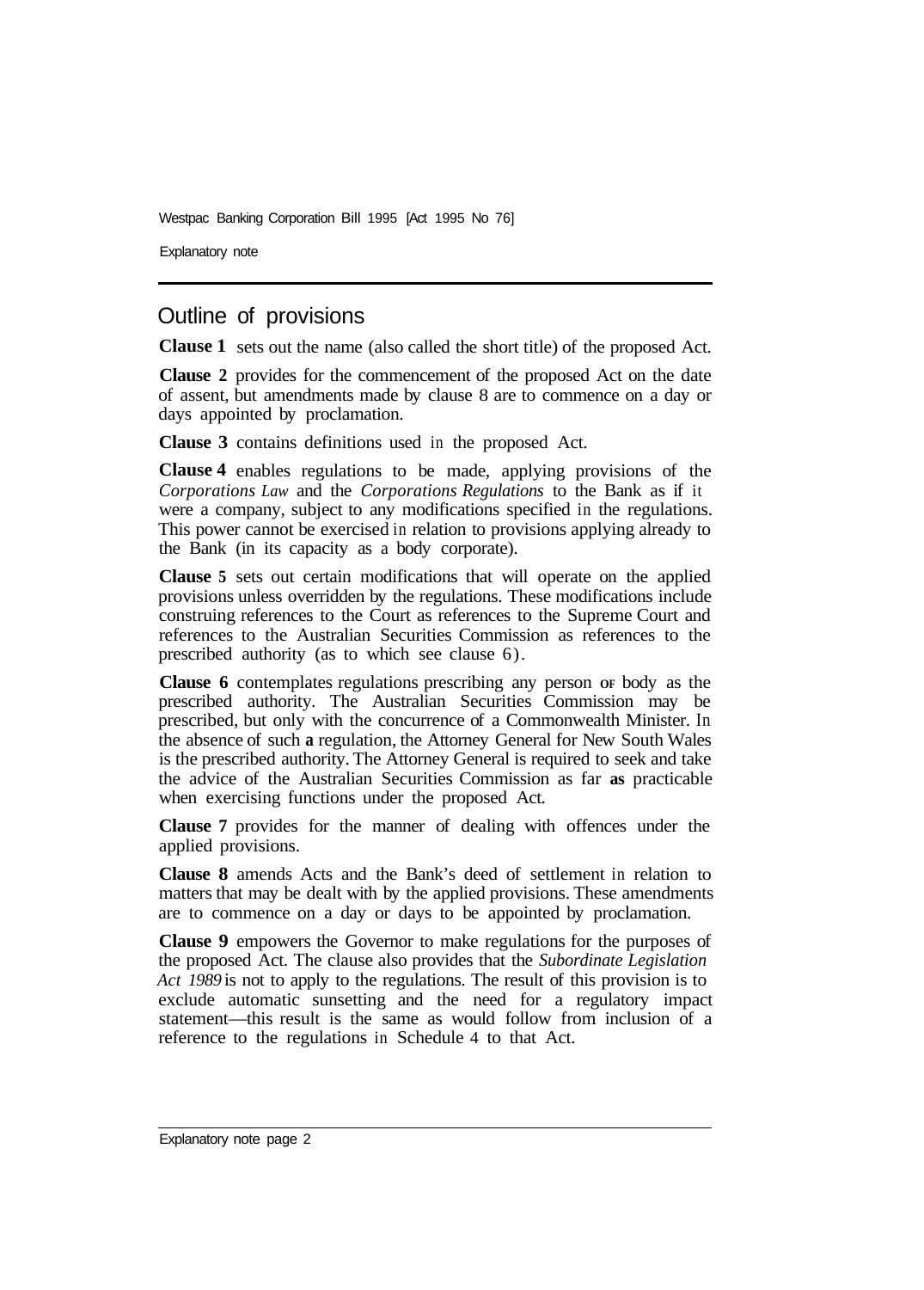## Outline of provisions

**Clause 1** sets out the name (also called the short title) of the proposed Act.

**Clause 2** provides for the commencement of the proposed Act on the date of assent, but amendments made by clause 8 are to commence on a day or days appointed by proclamation.

**Clause 3** contains definitions used in the proposed Act.

**Clause 4** enables regulations to be made, applying provisions of the *Corporations Law* and the *Corporations Regulations* to the Bank as if it were a company, subject to any modifications specified in the regulations. This power cannot be exercised in relation to provisions applying already to the Bank (in its capacity as a body corporate).

**Clause 5** sets out certain modifications that will operate on the applied provisions unless overridden by the regulations. These modifications include construing references to the Court as references to the Supreme Court and references to the Australian Securities Commission as references to the prescribed authority (as to which see clause 6).

**Clause 6** contemplates regulations prescribing any person or body as the prescribed authority. The Australian Securities Commission may be prescribed, but only with the concurrence of a Commonwealth Minister. In the absence of such a regulation, the Attorney General for New South Wales is the prescribed authority. The Attorney General is required to seek and take the advice of the Australian Securities Commission as far as practicable when exercising functions under the proposed Act.

**Clause 7** provides for the manner of dealing with offences under the applied provisions.

**Clause 8** amends Acts and the Bank's deed of settlement in relation to matters that may be dealt with by the applied provisions. These amendments are to commence on a day or days to be appointed by proclamation.

**Clause 9** empowers the Governor to make regulations for the purposes of the proposed Act. The clause also provides that the *Subordinate Legislation Act 1989* is not to apply to the regulations. The result of this provision is to exclude automatic sunsetting and the need for a regulatory impact statement—this result is the same as would follow from inclusion of a reference to the regulations in Schedule 4 to that Act.